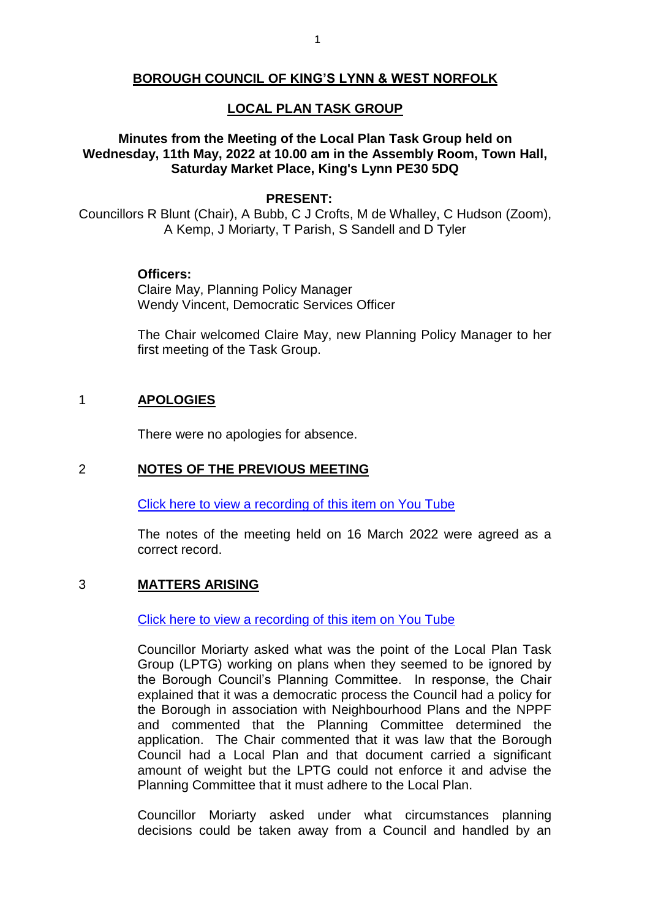**BOROUGH COUNCIL OF KING'S LYNN & WEST NORFOLK**

**LOCAL PLAN TASK GROUP**

**Minutes from the Meeting of the Local Plan Task Group held on Wednesday, 11th May, 2022 at 10.00 am in the Assembly Room, Town Hall, Saturday Market Place, King's Lynn PE30 5DQ**

**PRESENT:**

Councillors R Blunt (Chair), A Bubb, C J Crofts, M de Whalley, C Hudson (Zoom), A Kemp, J Moriarty, T Parish, S Sandell and D Tyler

**Officers:**
Claire May, Planning Policy Manager
Wendy Vincent, Democratic Services Officer

The Chair welcomed Claire May, new Planning Policy Manager to her first meeting of the Task Group.

## 1 APOLOGIES

There were no apologies for absence.

## 2 NOTES OF THE PREVIOUS MEETING

Click here to view a recording of this item on You Tube

The notes of the meeting held on 16 March 2022 were agreed as a correct record.

## 3 MATTERS ARISING

Click here to view a recording of this item on You Tube

Councillor Moriarty asked what was the point of the Local Plan Task Group (LPTG) working on plans when they seemed to be ignored by the Borough Council's Planning Committee. In response, the Chair explained that it was a democratic process the Council had a policy for the Borough in association with Neighbourhood Plans and the NPPF and commented that the Planning Committee determined the application. The Chair commented that it was law that the Borough Council had a Local Plan and that document carried a significant amount of weight but the LPTG could not enforce it and advise the Planning Committee that it must adhere to the Local Plan.

Councillor Moriarty asked under what circumstances planning decisions could be taken away from a Council and handled by an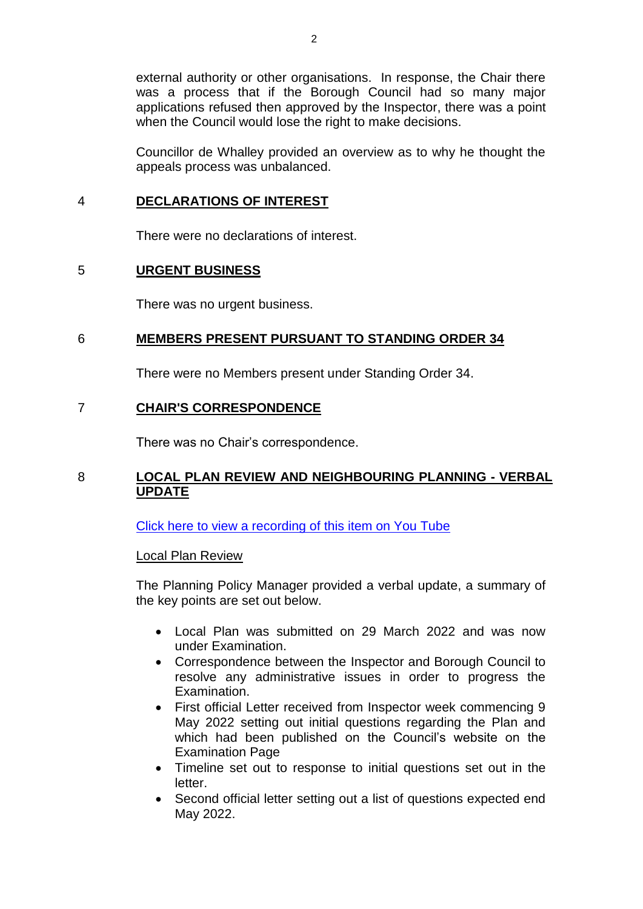external authority or other organisations. In response, the Chair there was a process that if the Borough Council had so many major applications refused then approved by the Inspector, there was a point when the Council would lose the right to make decisions.

Councillor de Whalley provided an overview as to why he thought the appeals process was unbalanced.

## 4 DECLARATIONS OF INTEREST

There were no declarations of interest.

## 5 URGENT BUSINESS

There was no urgent business.

## 6 MEMBERS PRESENT PURSUANT TO STANDING ORDER 34

There were no Members present under Standing Order 34.

## 7 CHAIR'S CORRESPONDENCE

There was no Chair's correspondence.

## 8 LOCAL PLAN REVIEW AND NEIGHBOURING PLANNING - VERBAL UPDATE

Click here to view a recording of this item on You Tube

Local Plan Review

The Planning Policy Manager provided a verbal update, a summary of the key points are set out below.

- Local Plan was submitted on 29 March 2022 and was now under Examination.
- Correspondence between the Inspector and Borough Council to resolve any administrative issues in order to progress the Examination.
- First official Letter received from Inspector week commencing 9 May 2022 setting out initial questions regarding the Plan and which had been published on the Council's website on the Examination Page
- Timeline set out to response to initial questions set out in the letter.
- Second official letter setting out a list of questions expected end May 2022.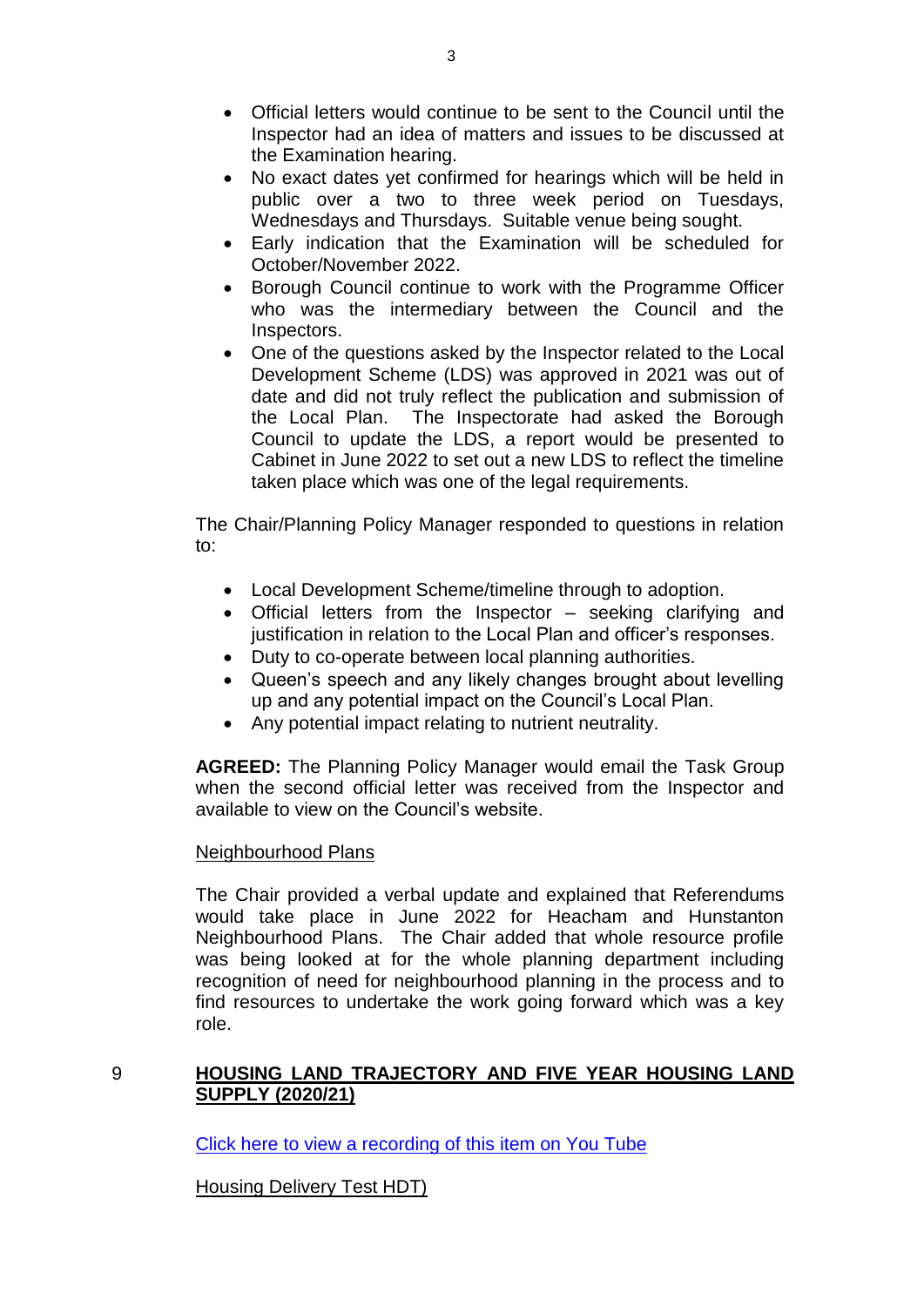- Official letters would continue to be sent to the Council until the Inspector had an idea of matters and issues to be discussed at the Examination hearing.
- No exact dates yet confirmed for hearings which will be held in public over a two to three week period on Tuesdays, Wednesdays and Thursdays. Suitable venue being sought.
- Early indication that the Examination will be scheduled for October/November 2022.
- Borough Council continue to work with the Programme Officer who was the intermediary between the Council and the Inspectors.
- One of the questions asked by the Inspector related to the Local Development Scheme (LDS) was approved in 2021 was out of date and did not truly reflect the publication and submission of the Local Plan. The Inspectorate had asked the Borough Council to update the LDS, a report would be presented to Cabinet in June 2022 to set out a new LDS to reflect the timeline taken place which was one of the legal requirements.

The Chair/Planning Policy Manager responded to questions in relation to:

- Local Development Scheme/timeline through to adoption.
- Official letters from the Inspector – seeking clarifying and justification in relation to the Local Plan and officer's responses.
- Duty to co-operate between local planning authorities.
- Queen's speech and any likely changes brought about levelling up and any potential impact on the Council's Local Plan.
- Any potential impact relating to nutrient neutrality.

**AGREED:** The Planning Policy Manager would email the Task Group when the second official letter was received from the Inspector and available to view on the Council's website.

Neighbourhood Plans

The Chair provided a verbal update and explained that Referendums would take place in June 2022 for Heacham and Hunstanton Neighbourhood Plans. The Chair added that whole resource profile was being looked at for the whole planning department including recognition of need for neighbourhood planning in the process and to find resources to undertake the work going forward which was a key role.

## 9 HOUSING LAND TRAJECTORY AND FIVE YEAR HOUSING LAND SUPPLY (2020/21)

Click here to view a recording of this item on You Tube

Housing Delivery Test HDT)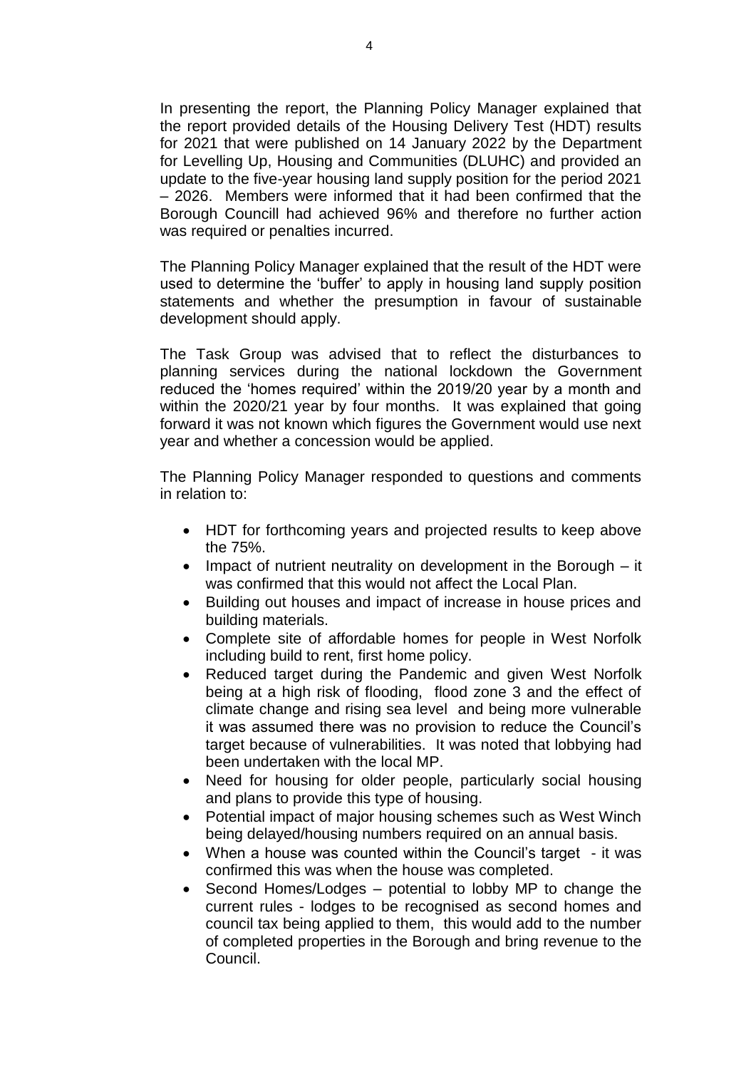In presenting the report, the Planning Policy Manager explained that the report provided details of the Housing Delivery Test (HDT) results for 2021 that were published on 14 January 2022 by the Department for Levelling Up, Housing and Communities (DLUHC) and provided an update to the five-year housing land supply position for the period 2021 – 2026. Members were informed that it had been confirmed that the Borough Councill had achieved 96% and therefore no further action was required or penalties incurred.

The Planning Policy Manager explained that the result of the HDT were used to determine the 'buffer' to apply in housing land supply position statements and whether the presumption in favour of sustainable development should apply.

The Task Group was advised that to reflect the disturbances to planning services during the national lockdown the Government reduced the 'homes required' within the 2019/20 year by a month and within the 2020/21 year by four months. It was explained that going forward it was not known which figures the Government would use next year and whether a concession would be applied.

The Planning Policy Manager responded to questions and comments in relation to:

- HDT for forthcoming years and projected results to keep above the 75%.
- Impact of nutrient neutrality on development in the Borough – it was confirmed that this would not affect the Local Plan.
- Building out houses and impact of increase in house prices and building materials.
- Complete site of affordable homes for people in West Norfolk including build to rent, first home policy.
- Reduced target during the Pandemic and given West Norfolk being at a high risk of flooding, flood zone 3 and the effect of climate change and rising sea level and being more vulnerable it was assumed there was no provision to reduce the Council's target because of vulnerabilities. It was noted that lobbying had been undertaken with the local MP.
- Need for housing for older people, particularly social housing and plans to provide this type of housing.
- Potential impact of major housing schemes such as West Winch being delayed/housing numbers required on an annual basis.
- When a house was counted within the Council's target - it was confirmed this was when the house was completed.
- Second Homes/Lodges – potential to lobby MP to change the current rules - lodges to be recognised as second homes and council tax being applied to them, this would add to the number of completed properties in the Borough and bring revenue to the Council.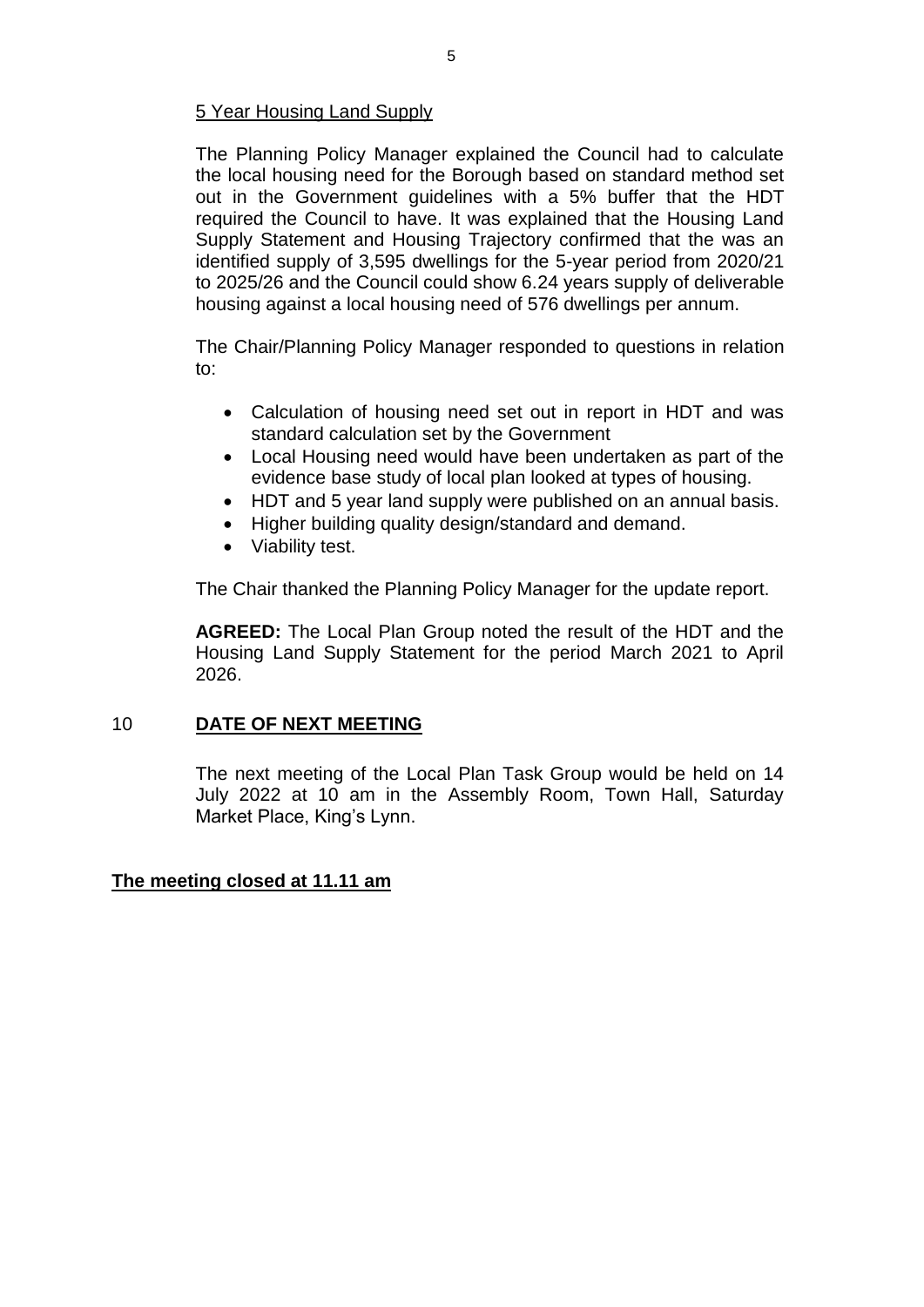5 Year Housing Land Supply

The Planning Policy Manager explained the Council had to calculate the local housing need for the Borough based on standard method set out in the Government guidelines with a 5% buffer that the HDT required the Council to have. It was explained that the Housing Land Supply Statement and Housing Trajectory confirmed that the was an identified supply of 3,595 dwellings for the 5-year period from 2020/21 to 2025/26 and the Council could show 6.24 years supply of deliverable housing against a local housing need of 576 dwellings per annum.

The Chair/Planning Policy Manager responded to questions in relation to:

- Calculation of housing need set out in report in HDT and was standard calculation set by the Government
- Local Housing need would have been undertaken as part of the evidence base study of local plan looked at types of housing.
- HDT and 5 year land supply were published on an annual basis.
- Higher building quality design/standard and demand.
- Viability test.

The Chair thanked the Planning Policy Manager for the update report.

**AGREED:** The Local Plan Group noted the result of the HDT and the Housing Land Supply Statement for the period March 2021 to April 2026.

## 10 DATE OF NEXT MEETING

The next meeting of the Local Plan Task Group would be held on 14 July 2022 at 10 am in the Assembly Room, Town Hall, Saturday Market Place, King's Lynn.

**The meeting closed at 11.11 am**